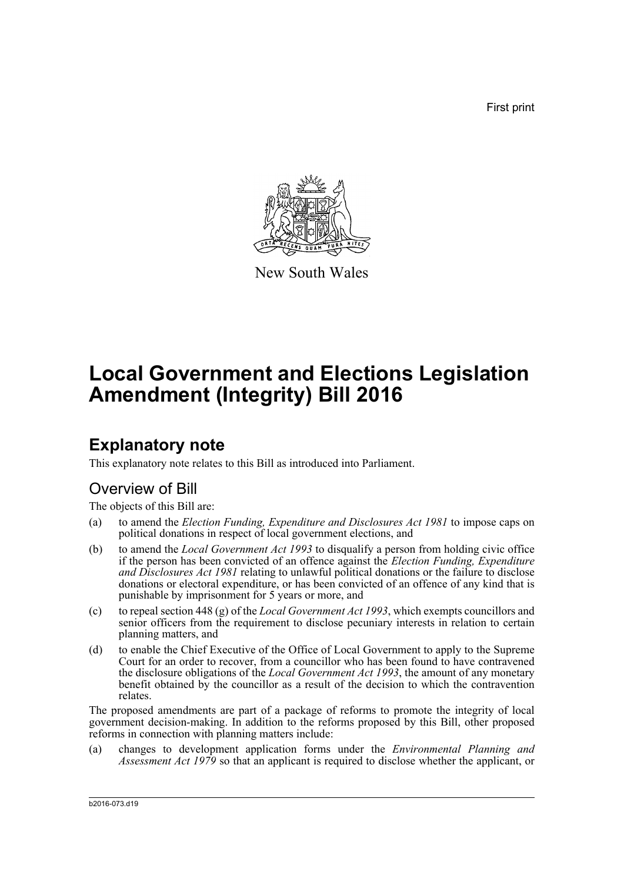First print

New South Wales

# Local Government and Elections Legislation Amendment (Integrity) Bill 2016

## Explanatory note

This explanatory note relates to this Bill as introduced into Parliament.

### Overview of Bill

The objects of this Bill are:

(a) to amend the *Election Funding, Expenditure and Disclosures Act 1981* to impose caps on political donations in respect of local government elections, and

(b) to amend the *Local Government Act 1993* to disqualify a person from holding civic office if the person has been convicted of an offence against the *Election Funding, Expenditure and Disclosures Act 1981* relating to unlawful political donations or the failure to disclose donations or electoral expenditure, or has been convicted of an offence of any kind that is punishable by imprisonment for 5 years or more, and

(c) to repeal section 448 (g) of the *Local Government Act 1993*, which exempts councillors and senior officers from the requirement to disclose pecuniary interests in relation to certain planning matters, and

(d) to enable the Chief Executive of the Office of Local Government to apply to the Supreme Court for an order to recover, from a councillor who has been found to have contravened the disclosure obligations of the *Local Government Act 1993*, the amount of any monetary benefit obtained by the councillor as a result of the decision to which the contravention relates.

The proposed amendments are part of a package of reforms to promote the integrity of local government decision-making. In addition to the reforms proposed by this Bill, other proposed reforms in connection with planning matters include:

(a) changes to development application forms under the *Environmental Planning and Assessment Act 1979* so that an applicant is required to disclose whether the applicant, or

b2016-073.d19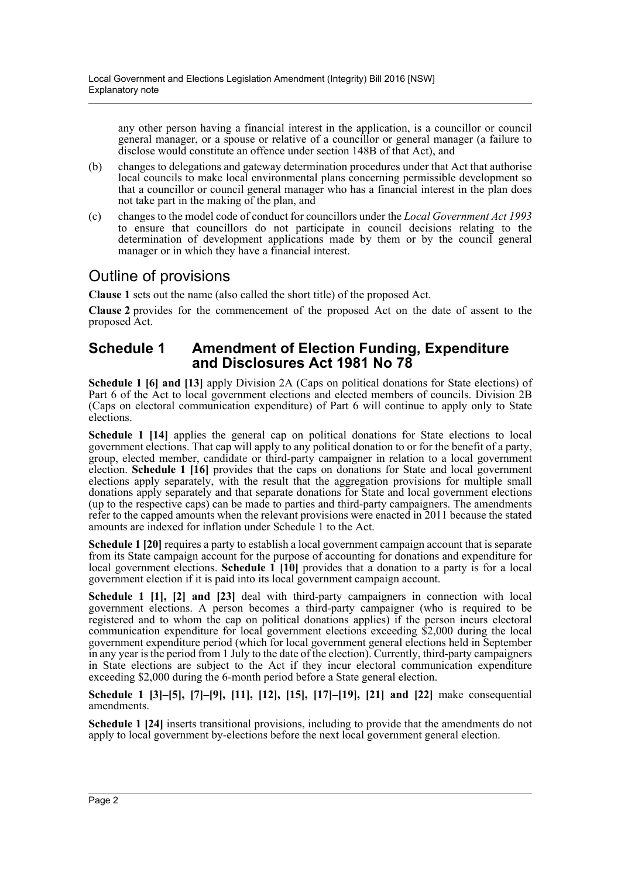any other person having a financial interest in the application, is a councillor or council general manager, or a spouse or relative of a councillor or general manager (a failure to disclose would constitute an offence under section 148B of that Act), and

(b) changes to delegations and gateway determination procedures under that Act that authorise local councils to make local environmental plans concerning permissible development so that a councillor or council general manager who has a financial interest in the plan does not take part in the making of the plan, and

(c) changes to the model code of conduct for councillors under the *Local Government Act 1993* to ensure that councillors do not participate in council decisions relating to the determination of development applications made by them or by the council general manager or in which they have a financial interest.

## Outline of provisions

**Clause 1** sets out the name (also called the short title) of the proposed Act.

**Clause 2** provides for the commencement of the proposed Act on the date of assent to the proposed Act.

### Schedule 1 Amendment of Election Funding, Expenditure and Disclosures Act 1981 No 78

**Schedule 1 [6] and [13]** apply Division 2A (Caps on political donations for State elections) of Part 6 of the Act to local government elections and elected members of councils. Division 2B (Caps on electoral communication expenditure) of Part 6 will continue to apply only to State elections.

**Schedule 1 [14]** applies the general cap on political donations for State elections to local government elections. That cap will apply to any political donation to or for the benefit of a party, group, elected member, candidate or third-party campaigner in relation to a local government election. **Schedule 1 [16]** provides that the caps on donations for State and local government elections apply separately, with the result that the aggregation provisions for multiple small donations apply separately and that separate donations for State and local government elections (up to the respective caps) can be made to parties and third-party campaigners. The amendments refer to the capped amounts when the relevant provisions were enacted in 2011 because the stated amounts are indexed for inflation under Schedule 1 to the Act.

**Schedule 1 [20]** requires a party to establish a local government campaign account that is separate from its State campaign account for the purpose of accounting for donations and expenditure for local government elections. **Schedule 1 [10]** provides that a donation to a party is for a local government election if it is paid into its local government campaign account.

**Schedule 1 [1], [2] and [23]** deal with third-party campaigners in connection with local government elections. A person becomes a third-party campaigner (who is required to be registered and to whom the cap on political donations applies) if the person incurs electoral communication expenditure for local government elections exceeding $2,000 during the local government expenditure period (which for local government general elections held in September in any year is the period from 1 July to the date of the election). Currently, third-party campaigners in State elections are subject to the Act if they incur electoral communication expenditure exceeding $2,000 during the 6-month period before a State general election.

**Schedule 1 [3]–[5], [7]–[9], [11], [12], [15], [17]–[19], [21] and [22]** make consequential amendments.

**Schedule 1 [24]** inserts transitional provisions, including to provide that the amendments do not apply to local government by-elections before the next local government general election.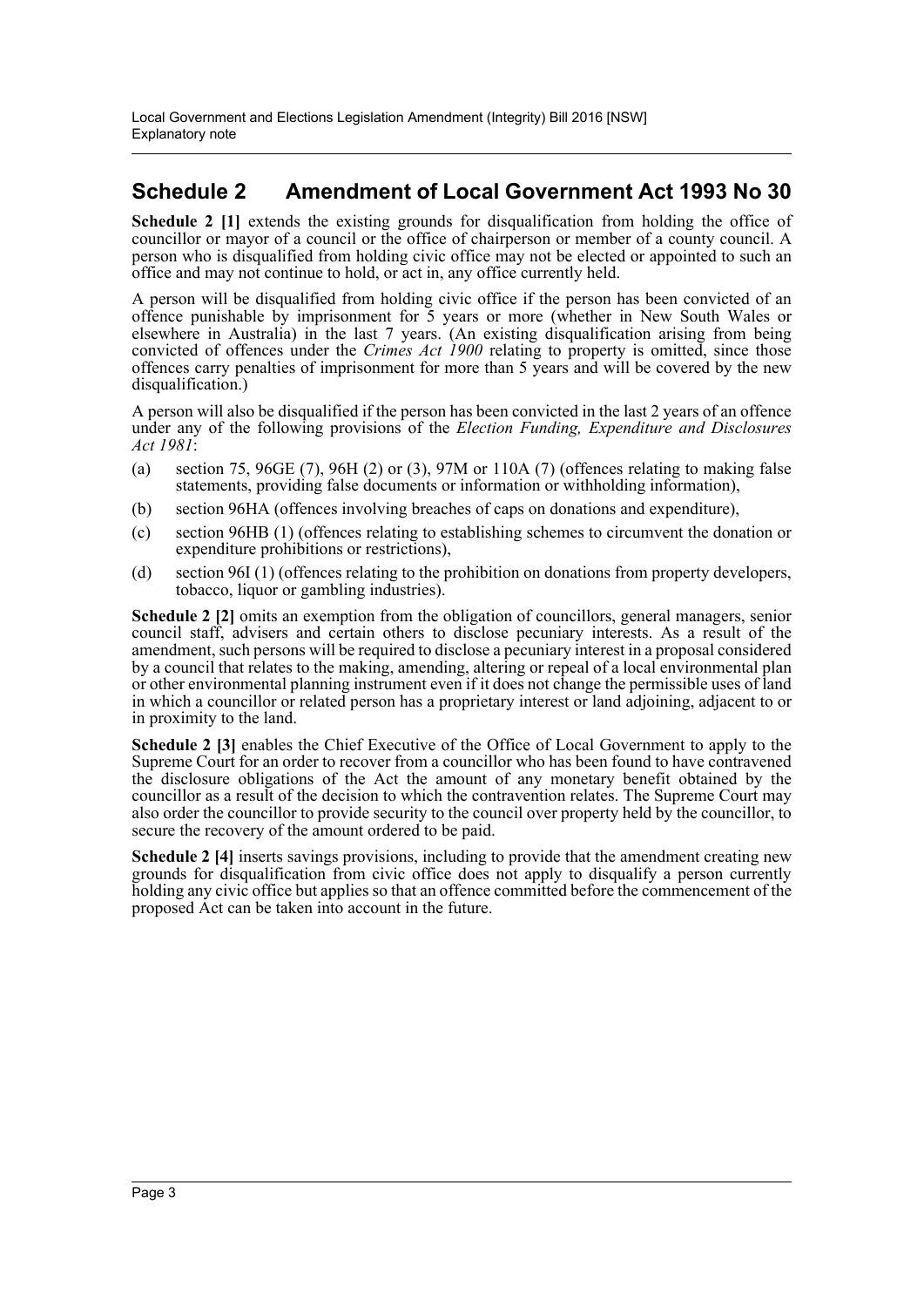## Schedule 2 Amendment of Local Government Act 1993 No 30

**Schedule 2 [1]** extends the existing grounds for disqualification from holding the office of councillor or mayor of a council or the office of chairperson or member of a county council. A person who is disqualified from holding civic office may not be elected or appointed to such an office and may not continue to hold, or act in, any office currently held.

A person will be disqualified from holding civic office if the person has been convicted of an offence punishable by imprisonment for 5 years or more (whether in New South Wales or elsewhere in Australia) in the last 7 years. (An existing disqualification arising from being convicted of offences under the *Crimes Act 1900* relating to property is omitted, since those offences carry penalties of imprisonment for more than 5 years and will be covered by the new disqualification.)

A person will also be disqualified if the person has been convicted in the last 2 years of an offence under any of the following provisions of the *Election Funding, Expenditure and Disclosures Act 1981*:

(a) section 75, 96GE (7), 96H (2) or (3), 97M or 110A (7) (offences relating to making false statements, providing false documents or information or withholding information),

(b) section 96HA (offences involving breaches of caps on donations and expenditure),

(c) section 96HB (1) (offences relating to establishing schemes to circumvent the donation or expenditure prohibitions or restrictions),

(d) section 96I (1) (offences relating to the prohibition on donations from property developers, tobacco, liquor or gambling industries).

**Schedule 2 [2]** omits an exemption from the obligation of councillors, general managers, senior council staff, advisers and certain others to disclose pecuniary interests. As a result of the amendment, such persons will be required to disclose a pecuniary interest in a proposal considered by a council that relates to the making, amending, altering or repeal of a local environmental plan or other environmental planning instrument even if it does not change the permissible uses of land in which a councillor or related person has a proprietary interest or land adjoining, adjacent to or in proximity to the land.

**Schedule 2 [3]** enables the Chief Executive of the Office of Local Government to apply to the Supreme Court for an order to recover from a councillor who has been found to have contravened the disclosure obligations of the Act the amount of any monetary benefit obtained by the councillor as a result of the decision to which the contravention relates. The Supreme Court may also order the councillor to provide security to the council over property held by the councillor, to secure the recovery of the amount ordered to be paid.

**Schedule 2 [4]** inserts savings provisions, including to provide that the amendment creating new grounds for disqualification from civic office does not apply to disqualify a person currently holding any civic office but applies so that an offence committed before the commencement of the proposed Act can be taken into account in the future.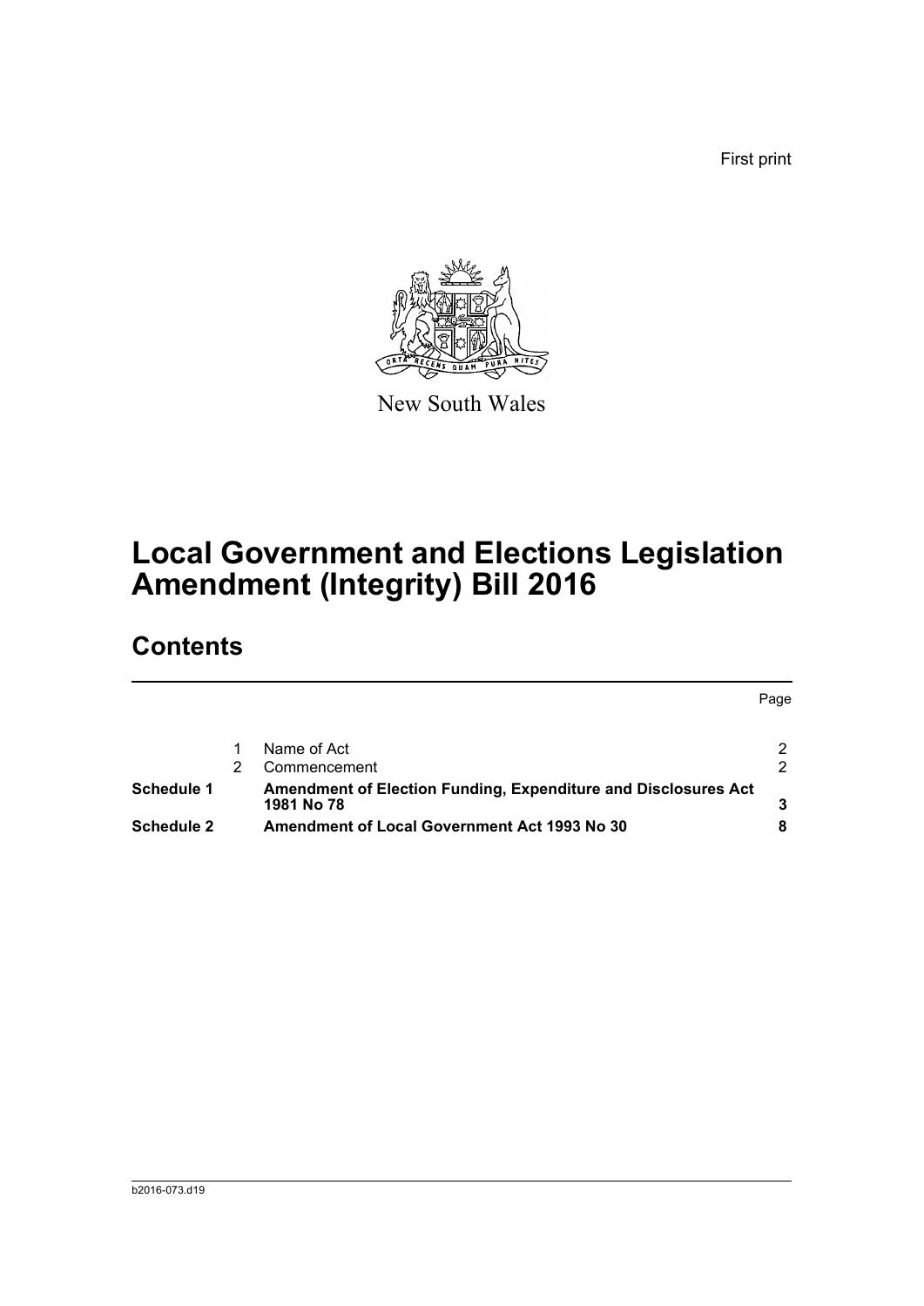First print

New South Wales

# Local Government and Elections Legislation Amendment (Integrity) Bill 2016

## Contents

| | | | Page |
|---|---|---|---|
| | 1 | Name of Act | 2 |
| | 2 | Commencement | 2 |
| **Schedule 1** | | **Amendment of Election Funding, Expenditure and Disclosures Act 1981 No 78** | **3** |
| **Schedule 2** | | **Amendment of Local Government Act 1993 No 30** | **8** |

b2016-073.d19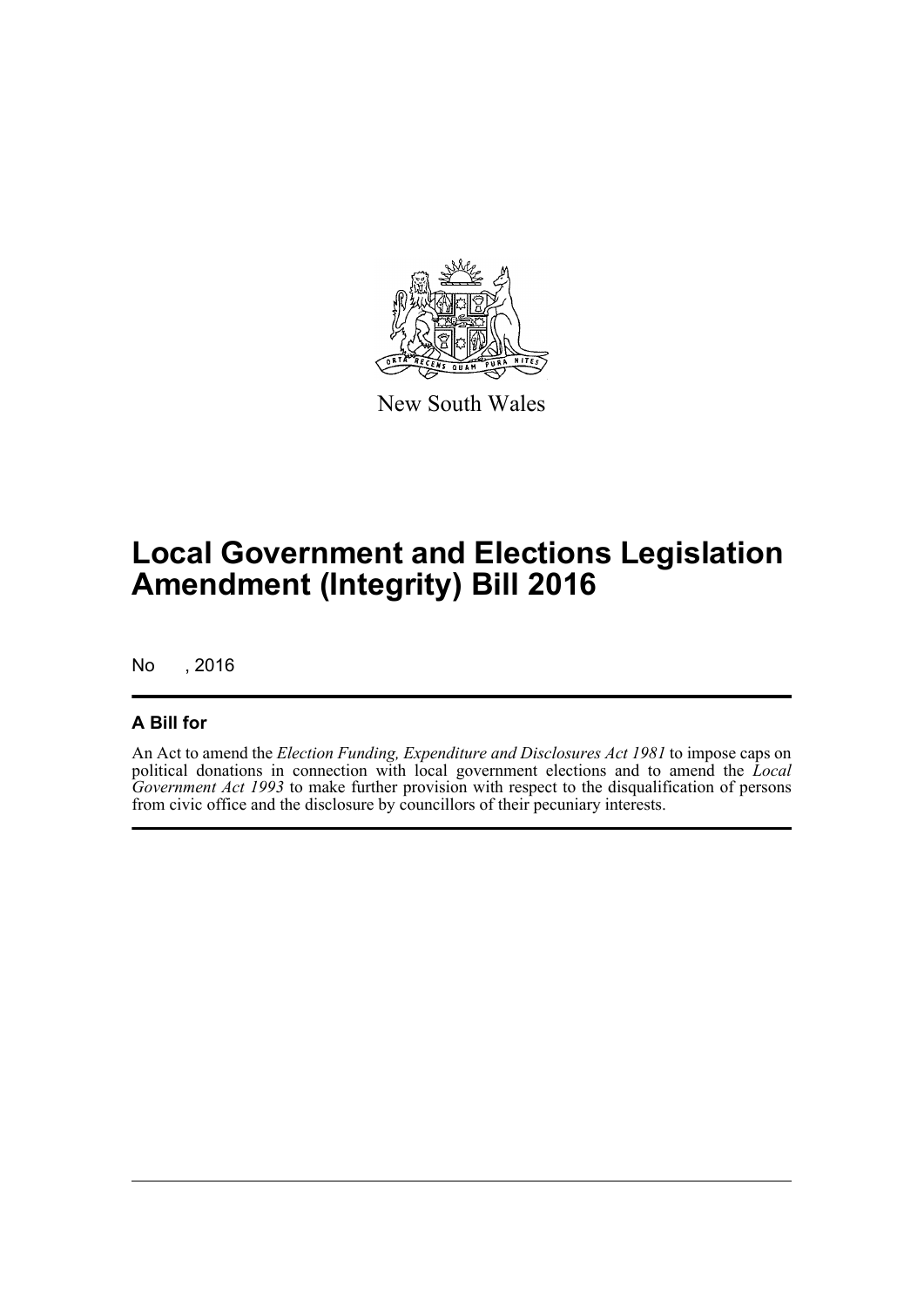New South Wales

# Local Government and Elections Legislation Amendment (Integrity) Bill 2016

No , 2016

## A Bill for

An Act to amend the *Election Funding, Expenditure and Disclosures Act 1981* to impose caps on political donations in connection with local government elections and to amend the *Local Government Act 1993* to make further provision with respect to the disqualification of persons from civic office and the disclosure by councillors of their pecuniary interests.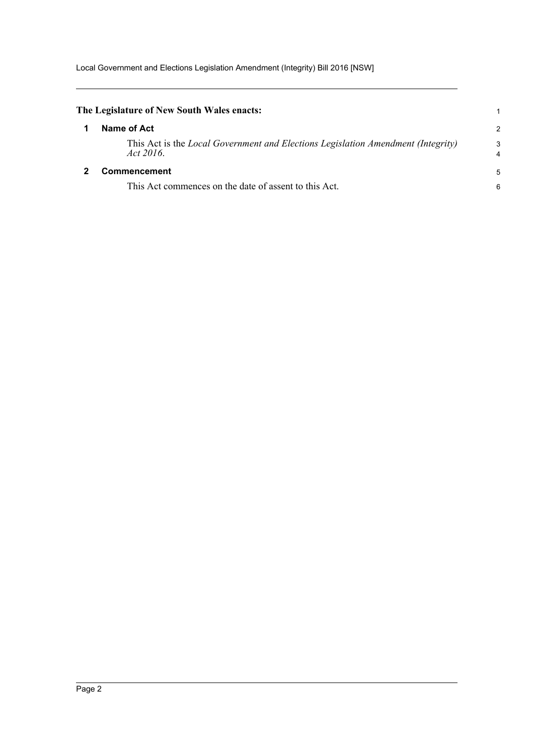**The Legislature of New South Wales enacts:**

## 1 Name of Act

This Act is the *Local Government and Elections Legislation Amendment (Integrity) Act 2016*.

## 2 Commencement

This Act commences on the date of assent to this Act.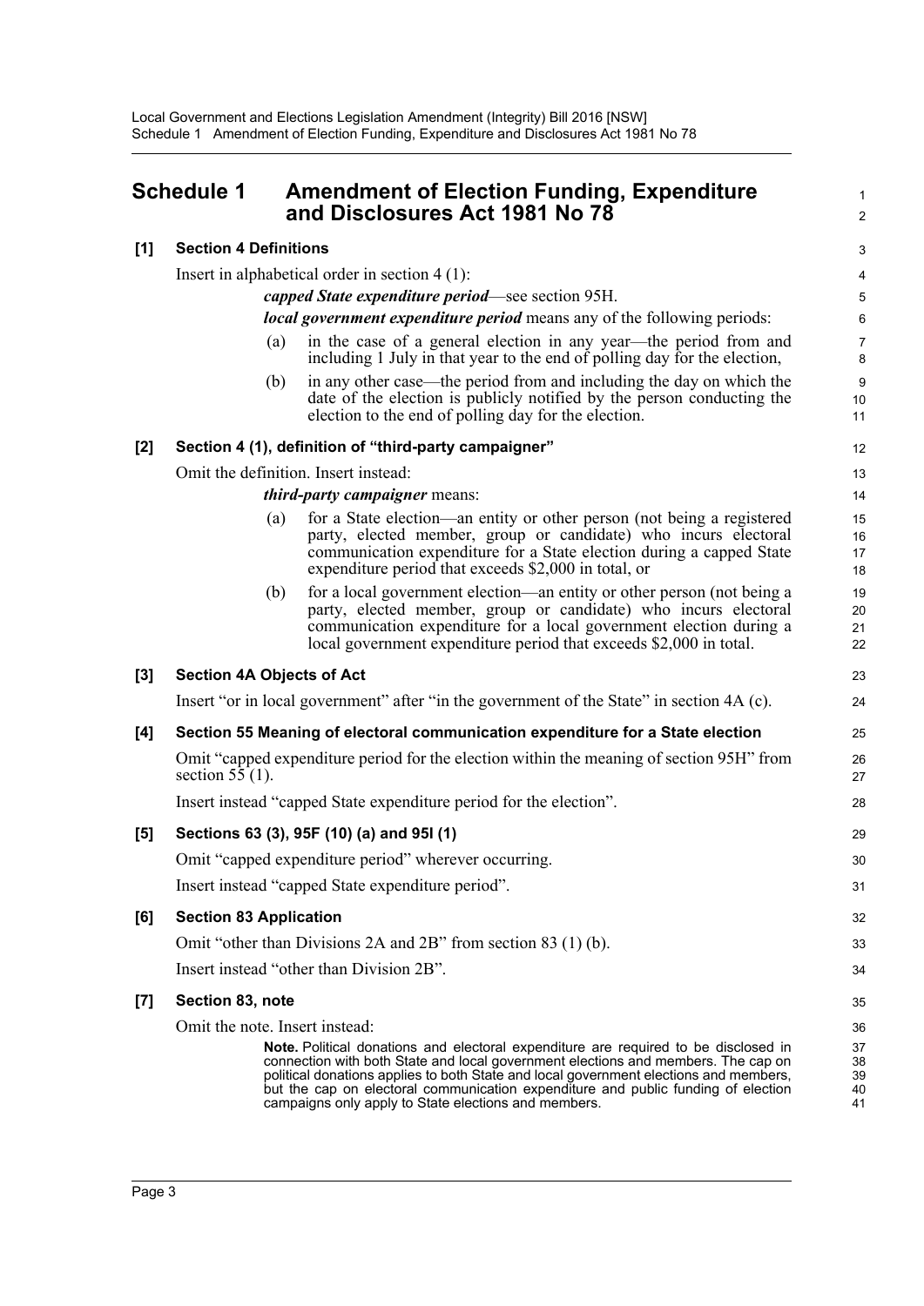# Schedule 1 Amendment of Election Funding, Expenditure and Disclosures Act 1981 No 78

**[1] Section 4 Definitions**

Insert in alphabetical order in section 4 (1):

***capped State expenditure period***—see section 95H.

***local government expenditure period*** means any of the following periods:

(a) in the case of a general election in any year—the period from and including 1 July in that year to the end of polling day for the election,

(b) in any other case—the period from and including the day on which the date of the election is publicly notified by the person conducting the election to the end of polling day for the election.

**[2] Section 4 (1), definition of "third-party campaigner"**

Omit the definition. Insert instead:

***third-party campaigner*** means:

(a) for a State election—an entity or other person (not being a registered party, elected member, group or candidate) who incurs electoral communication expenditure for a State election during a capped State expenditure period that exceeds $2,000 in total, or

(b) for a local government election—an entity or other person (not being a party, elected member, group or candidate) who incurs electoral communication expenditure for a local government election during a local government expenditure period that exceeds $2,000 in total.

**[3] Section 4A Objects of Act**

Insert "or in local government" after "in the government of the State" in section 4A (c).

**[4] Section 55 Meaning of electoral communication expenditure for a State election**

Omit "capped expenditure period for the election within the meaning of section 95H" from section 55 (1).

Insert instead "capped State expenditure period for the election".

**[5] Sections 63 (3), 95F (10) (a) and 95I (1)**

Omit "capped expenditure period" wherever occurring.

Insert instead "capped State expenditure period".

**[6] Section 83 Application**

Omit "other than Divisions 2A and 2B" from section 83 (1) (b).

Insert instead "other than Division 2B".

**[7] Section 83, note**

Omit the note. Insert instead:

**Note.** Political donations and electoral expenditure are required to be disclosed in connection with both State and local government elections and members. The cap on political donations applies to both State and local government elections and members, but the cap on electoral communication expenditure and public funding of election campaigns only apply to State elections and members.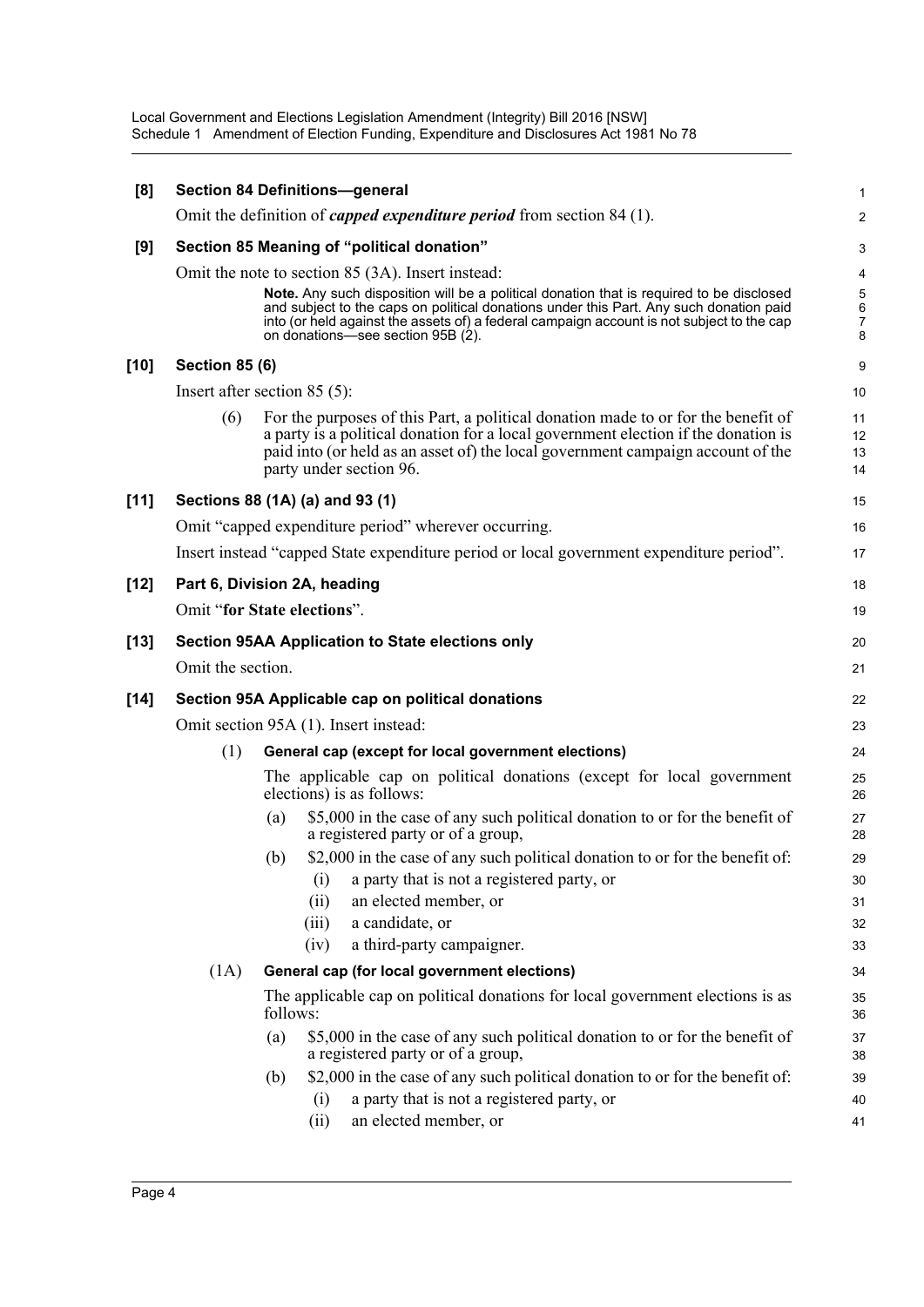**[8] Section 84 Definitions—general**

Omit the definition of ***capped expenditure period*** from section 84 (1).

**[9] Section 85 Meaning of "political donation"**

Omit the note to section 85 (3A). Insert instead:

> **Note.** Any such disposition will be a political donation that is required to be disclosed and subject to the caps on political donations under this Part. Any such donation paid into (or held against the assets of) a federal campaign account is not subject to the cap on donations—see section 95B (2).

**[10] Section 85 (6)**

Insert after section 85 (5):

(6) For the purposes of this Part, a political donation made to or for the benefit of a party is a political donation for a local government election if the donation is paid into (or held as an asset of) the local government campaign account of the party under section 96.

**[11] Sections 88 (1A) (a) and 93 (1)**

Omit "capped expenditure period" wherever occurring.

Insert instead "capped State expenditure period or local government expenditure period".

**[12] Part 6, Division 2A, heading**

Omit "**for State elections**".

**[13] Section 95AA Application to State elections only**

Omit the section.

**[14] Section 95A Applicable cap on political donations**

Omit section 95A (1). Insert instead:

(1) **General cap (except for local government elections)**

The applicable cap on political donations (except for local government elections) is as follows:

(a) $5,000 in the case of any such political donation to or for the benefit of a registered party or of a group,

(b) $2,000 in the case of any such political donation to or for the benefit of:

(i) a party that is not a registered party, or

(ii) an elected member, or

(iii) a candidate, or

(iv) a third-party campaigner.

(1A) **General cap (for local government elections)**

The applicable cap on political donations for local government elections is as follows:

(a) $5,000 in the case of any such political donation to or for the benefit of a registered party or of a group,

(b) $2,000 in the case of any such political donation to or for the benefit of:

(i) a party that is not a registered party, or

(ii) an elected member, or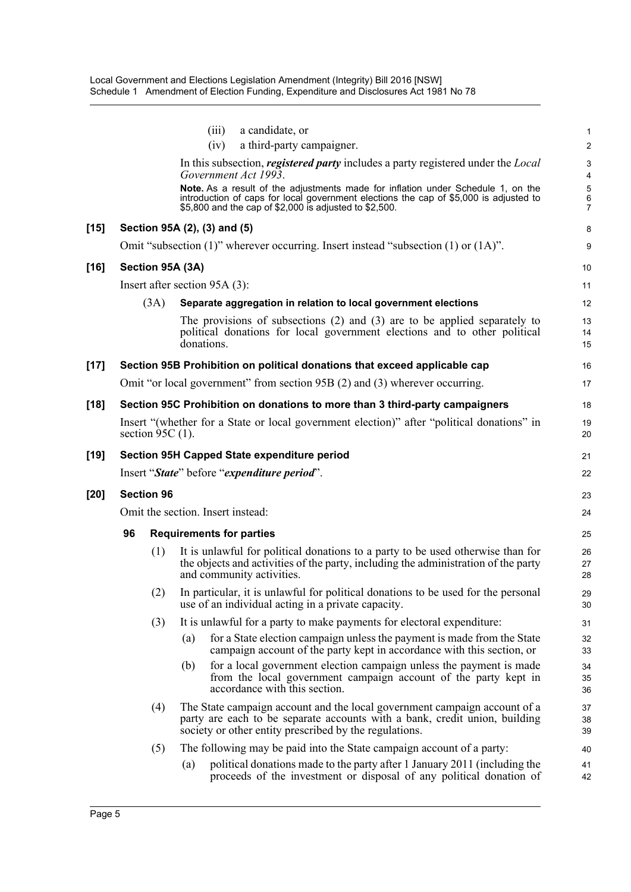(iii) a candidate, or

(iv) a third-party campaigner.

In this subsection, ***registered party*** includes a party registered under the *Local Government Act 1993*.

**Note.** As a result of the adjustments made for inflation under Schedule 1, on the introduction of caps for local government elections the cap of $5,000 is adjusted to $5,800 and the cap of $2,000 is adjusted to $2,500.

**[15] Section 95A (2), (3) and (5)**

Omit "subsection (1)" wherever occurring. Insert instead "subsection (1) or (1A)".

**[16] Section 95A (3A)**

Insert after section 95A (3):

(3A) **Separate aggregation in relation to local government elections**

The provisions of subsections (2) and (3) are to be applied separately to political donations for local government elections and to other political donations.

**[17] Section 95B Prohibition on political donations that exceed applicable cap**

Omit "or local government" from section 95B (2) and (3) wherever occurring.

**[18] Section 95C Prohibition on donations to more than 3 third-party campaigners**

Insert "(whether for a State or local government election)" after "political donations" in section 95C (1).

**[19] Section 95H Capped State expenditure period**

Insert "***State***" before "***expenditure period***".

**[20] Section 96**

Omit the section. Insert instead:

**96 Requirements for parties**

(1) It is unlawful for political donations to a party to be used otherwise than for the objects and activities of the party, including the administration of the party and community activities.

(2) In particular, it is unlawful for political donations to be used for the personal use of an individual acting in a private capacity.

(3) It is unlawful for a party to make payments for electoral expenditure:

(a) for a State election campaign unless the payment is made from the State campaign account of the party kept in accordance with this section, or

(b) for a local government election campaign unless the payment is made from the local government campaign account of the party kept in accordance with this section.

(4) The State campaign account and the local government campaign account of a party are each to be separate accounts with a bank, credit union, building society or other entity prescribed by the regulations.

(5) The following may be paid into the State campaign account of a party:

(a) political donations made to the party after 1 January 2011 (including the proceeds of the investment or disposal of any political donation of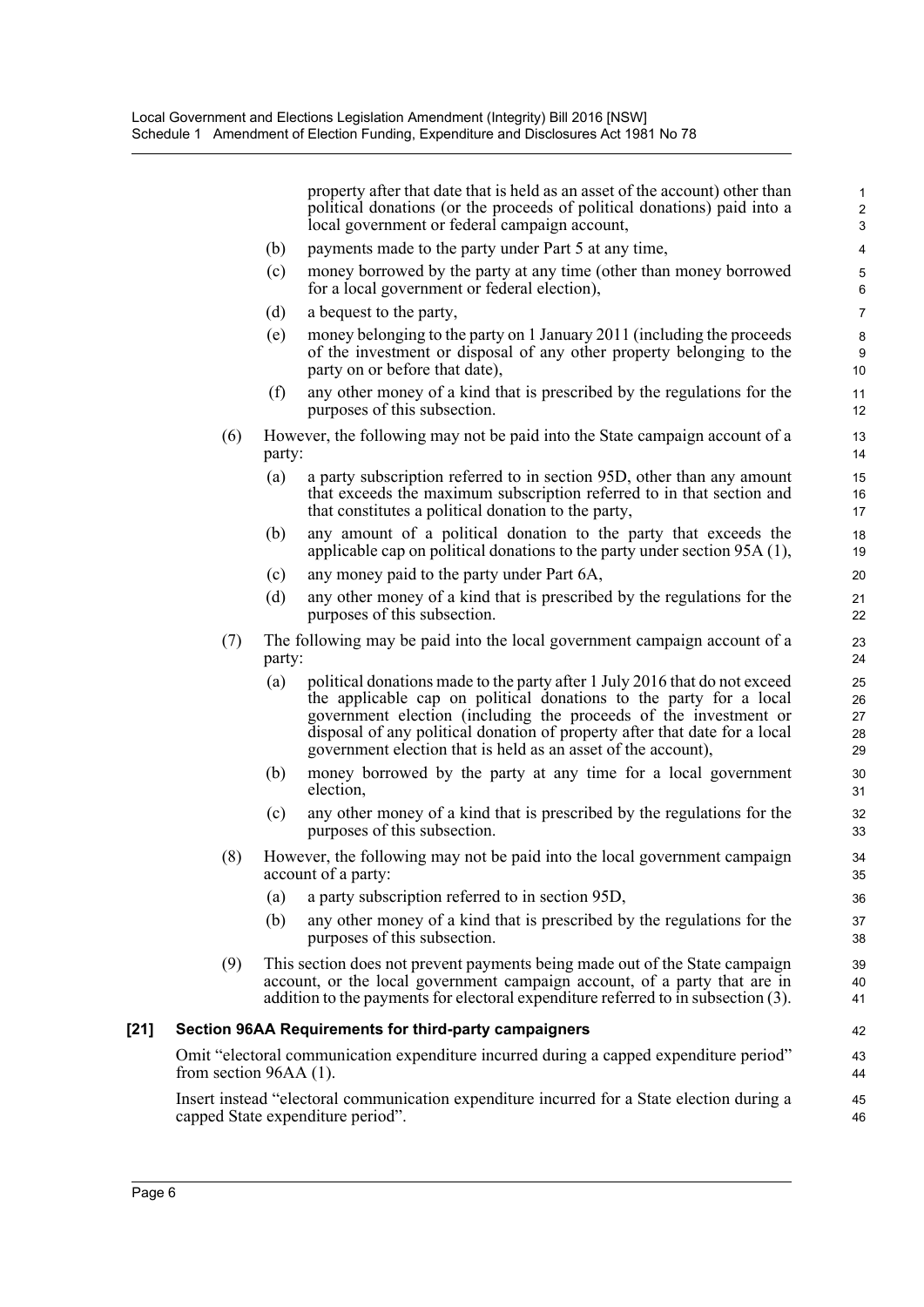property after that date that is held as an asset of the account) other than political donations (or the proceeds of political donations) paid into a local government or federal campaign account,

(b) payments made to the party under Part 5 at any time,

(c) money borrowed by the party at any time (other than money borrowed for a local government or federal election),

(d) a bequest to the party,

(e) money belonging to the party on 1 January 2011 (including the proceeds of the investment or disposal of any other property belonging to the party on or before that date),

(f) any other money of a kind that is prescribed by the regulations for the purposes of this subsection.

(6) However, the following may not be paid into the State campaign account of a party:

(a) a party subscription referred to in section 95D, other than any amount that exceeds the maximum subscription referred to in that section and that constitutes a political donation to the party,

(b) any amount of a political donation to the party that exceeds the applicable cap on political donations to the party under section 95A (1),

(c) any money paid to the party under Part 6A,

(d) any other money of a kind that is prescribed by the regulations for the purposes of this subsection.

(7) The following may be paid into the local government campaign account of a party:

(a) political donations made to the party after 1 July 2016 that do not exceed the applicable cap on political donations to the party for a local government election (including the proceeds of the investment or disposal of any political donation of property after that date for a local government election that is held as an asset of the account),

(b) money borrowed by the party at any time for a local government election,

(c) any other money of a kind that is prescribed by the regulations for the purposes of this subsection.

(8) However, the following may not be paid into the local government campaign account of a party:

(a) a party subscription referred to in section 95D,

(b) any other money of a kind that is prescribed by the regulations for the purposes of this subsection.

(9) This section does not prevent payments being made out of the State campaign account, or the local government campaign account, of a party that are in addition to the payments for electoral expenditure referred to in subsection (3).

**[21] Section 96AA Requirements for third-party campaigners**

Omit "electoral communication expenditure incurred during a capped expenditure period" from section 96AA (1).

Insert instead "electoral communication expenditure incurred for a State election during a capped State expenditure period".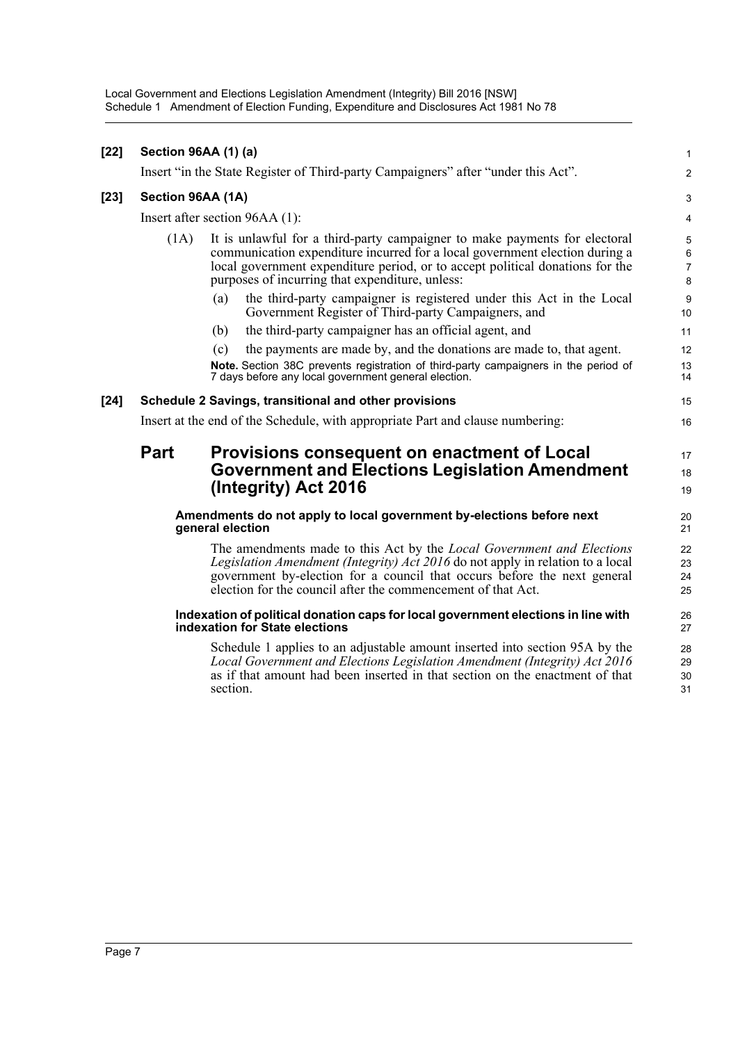**[22] Section 96AA (1) (a)**

Insert "in the State Register of Third-party Campaigners" after "under this Act".

**[23] Section 96AA (1A)**

Insert after section 96AA (1):

(1A) It is unlawful for a third-party campaigner to make payments for electoral communication expenditure incurred for a local government election during a local government expenditure period, or to accept political donations for the purposes of incurring that expenditure, unless:

(a) the third-party campaigner is registered under this Act in the Local Government Register of Third-party Campaigners, and

(b) the third-party campaigner has an official agent, and

(c) the payments are made by, and the donations are made to, that agent.

**Note.** Section 38C prevents registration of third-party campaigners in the period of 7 days before any local government general election.

**[24] Schedule 2 Savings, transitional and other provisions**

Insert at the end of the Schedule, with appropriate Part and clause numbering:

## Part Provisions consequent on enactment of Local Government and Elections Legislation Amendment (Integrity) Act 2016

**Amendments do not apply to local government by-elections before next general election**

The amendments made to this Act by the *Local Government and Elections Legislation Amendment (Integrity) Act 2016* do not apply in relation to a local government by-election for a council that occurs before the next general election for the council after the commencement of that Act.

**Indexation of political donation caps for local government elections in line with indexation for State elections**

Schedule 1 applies to an adjustable amount inserted into section 95A by the *Local Government and Elections Legislation Amendment (Integrity) Act 2016* as if that amount had been inserted in that section on the enactment of that section.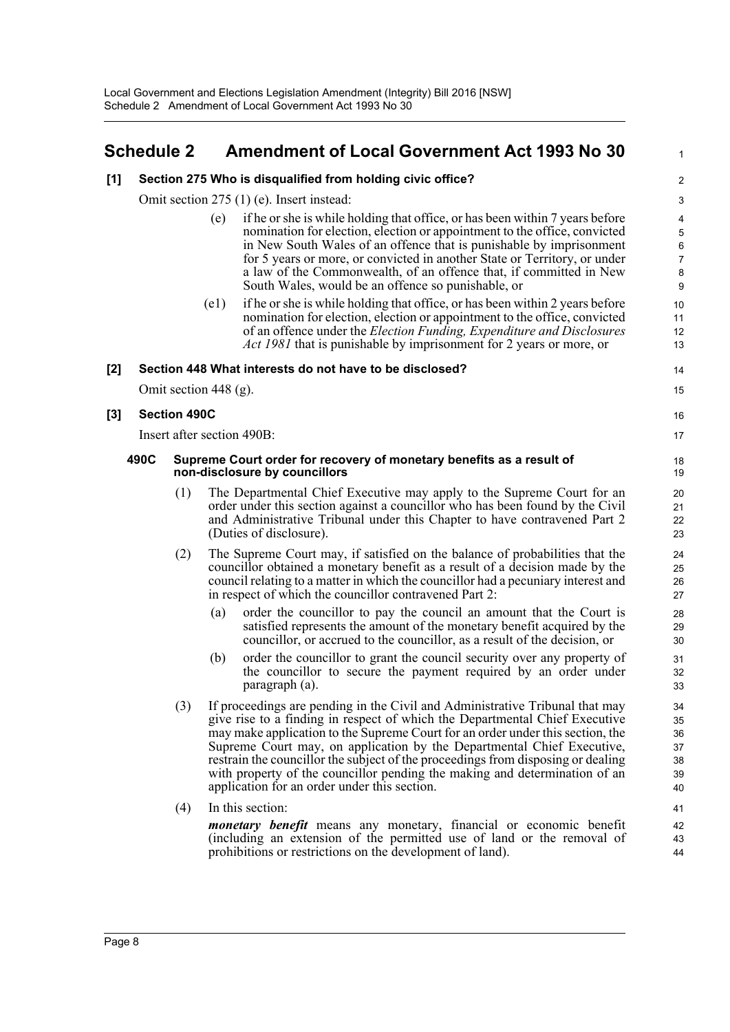## Schedule 2 Amendment of Local Government Act 1993 No 30

**[1] Section 275 Who is disqualified from holding civic office?**

Omit section 275 (1) (e). Insert instead:

> (e) if he or she is while holding that office, or has been within 7 years before nomination for election, election or appointment to the office, convicted in New South Wales of an offence that is punishable by imprisonment for 5 years or more, or convicted in another State or Territory, or under a law of the Commonwealth, of an offence that, if committed in New South Wales, would be an offence so punishable, or
>
> (e1) if he or she is while holding that office, or has been within 2 years before nomination for election, election or appointment to the office, convicted of an offence under the *Election Funding, Expenditure and Disclosures Act 1981* that is punishable by imprisonment for 2 years or more, or

**[2] Section 448 What interests do not have to be disclosed?**

Omit section 448 (g).

**[3] Section 490C**

Insert after section 490B:

> **490C Supreme Court order for recovery of monetary benefits as a result of non-disclosure by councillors**
>
> (1) The Departmental Chief Executive may apply to the Supreme Court for an order under this section against a councillor who has been found by the Civil and Administrative Tribunal under this Chapter to have contravened Part 2 (Duties of disclosure).
>
> (2) The Supreme Court may, if satisfied on the balance of probabilities that the councillor obtained a monetary benefit as a result of a decision made by the council relating to a matter in which the councillor had a pecuniary interest and in respect of which the councillor contravened Part 2:
>
> (a) order the councillor to pay the council an amount that the Court is satisfied represents the amount of the monetary benefit acquired by the councillor, or accrued to the councillor, as a result of the decision, or
>
> (b) order the councillor to grant the council security over any property of the councillor to secure the payment required by an order under paragraph (a).
>
> (3) If proceedings are pending in the Civil and Administrative Tribunal that may give rise to a finding in respect of which the Departmental Chief Executive may make application to the Supreme Court for an order under this section, the Supreme Court may, on application by the Departmental Chief Executive, restrain the councillor the subject of the proceedings from disposing or dealing with property of the councillor pending the making and determination of an application for an order under this section.
>
> (4) In this section:
>
> ***monetary benefit*** means any monetary, financial or economic benefit (including an extension of the permitted use of land or the removal of prohibitions or restrictions on the development of land).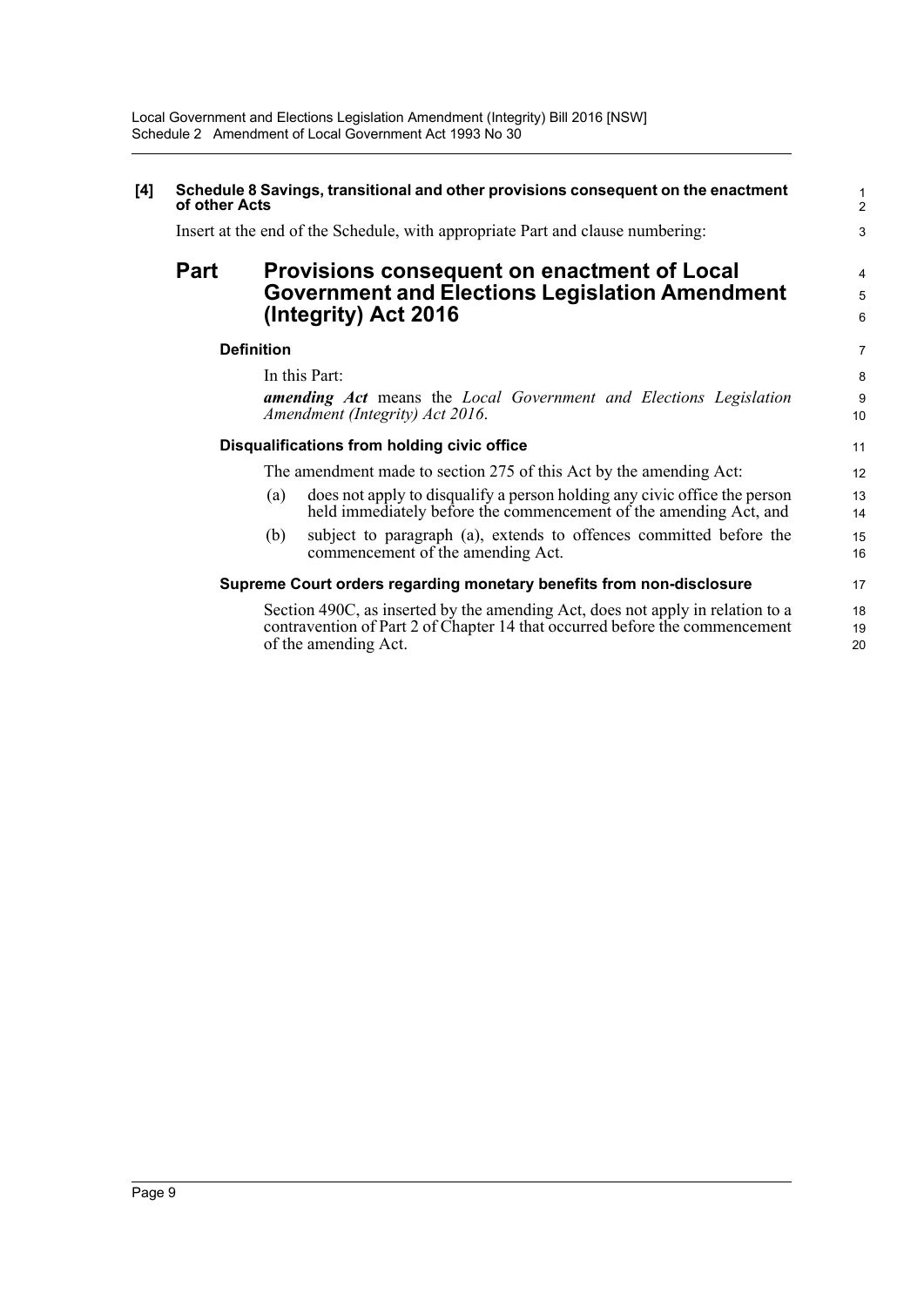**[4] Schedule 8 Savings, transitional and other provisions consequent on the enactment of other Acts**

Insert at the end of the Schedule, with appropriate Part and clause numbering:

## Part Provisions consequent on enactment of Local Government and Elections Legislation Amendment (Integrity) Act 2016

### Definition

In this Part:

***amending Act*** means the *Local Government and Elections Legislation Amendment (Integrity) Act 2016*.

### Disqualifications from holding civic office

The amendment made to section 275 of this Act by the amending Act:

(a) does not apply to disqualify a person holding any civic office the person held immediately before the commencement of the amending Act, and

(b) subject to paragraph (a), extends to offences committed before the commencement of the amending Act.

### Supreme Court orders regarding monetary benefits from non-disclosure

Section 490C, as inserted by the amending Act, does not apply in relation to a contravention of Part 2 of Chapter 14 that occurred before the commencement of the amending Act.